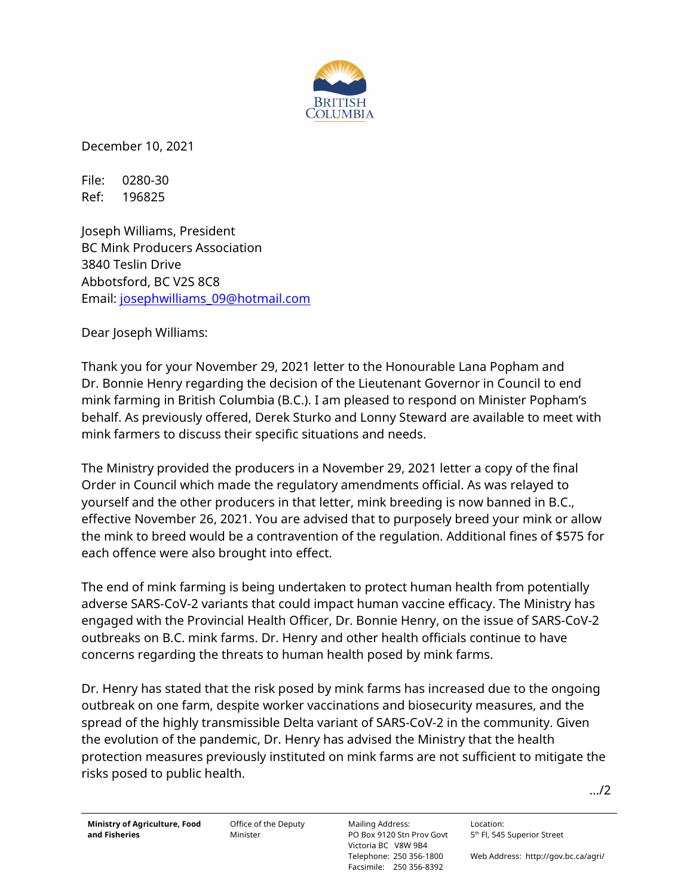BRITISH COLUMBIA

December 10, 2021

File: 0280-30
Ref: 196825

Joseph Williams, President
BC Mink Producers Association
3840 Teslin Drive
Abbotsford, BC V2S 8C8
Email: josephwilliams_09@hotmail.com

Dear Joseph Williams:

Thank you for your November 29, 2021 letter to the Honourable Lana Popham and Dr. Bonnie Henry regarding the decision of the Lieutenant Governor in Council to end mink farming in British Columbia (B.C.). I am pleased to respond on Minister Popham's behalf. As previously offered, Derek Sturko and Lonny Steward are available to meet with mink farmers to discuss their specific situations and needs.

The Ministry provided the producers in a November 29, 2021 letter a copy of the final Order in Council which made the regulatory amendments official. As was relayed to yourself and the other producers in that letter, mink breeding is now banned in B.C., effective November 26, 2021. You are advised that to purposely breed your mink or allow the mink to breed would be a contravention of the regulation. Additional fines of $575 for each offence were also brought into effect.

The end of mink farming is being undertaken to protect human health from potentially adverse SARS-CoV-2 variants that could impact human vaccine efficacy. The Ministry has engaged with the Provincial Health Officer, Dr. Bonnie Henry, on the issue of SARS-CoV-2 outbreaks on B.C. mink farms. Dr. Henry and other health officials continue to have concerns regarding the threats to human health posed by mink farms.

Dr. Henry has stated that the risk posed by mink farms has increased due to the ongoing outbreak on one farm, despite worker vaccinations and biosecurity measures, and the spread of the highly transmissible Delta variant of SARS-CoV-2 in the community. Given the evolution of the pandemic, Dr. Henry has advised the Ministry that the health protection measures previously instituted on mink farms are not sufficient to mitigate the risks posed to public health.

.../2

**Ministry of Agriculture, Food and Fisheries** — Office of the Deputy Minister

Mailing Address: PO Box 9120 Stn Prov Govt, Victoria BC V8W 9B4, Telephone: 250 356-1800, Facsimile: 250 356-8392

Location: 5th Fl, 545 Superior Street

Web Address: http://gov.bc.ca/agri/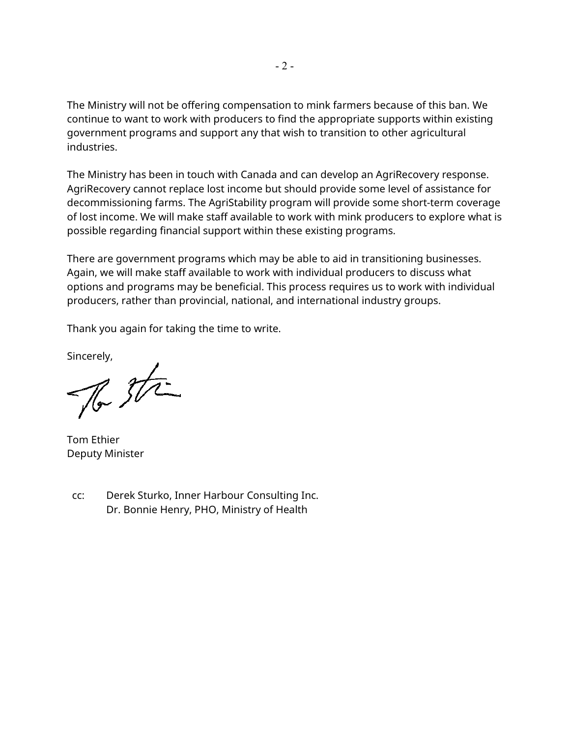The Ministry will not be offering compensation to mink farmers because of this ban. We continue to want to work with producers to find the appropriate supports within existing government programs and support any that wish to transition to other agricultural industries.

The Ministry has been in touch with Canada and can develop an AgriRecovery response. AgriRecovery cannot replace lost income but should provide some level of assistance for decommissioning farms. The AgriStability program will provide some short-term coverage of lost income. We will make staff available to work with mink producers to explore what is possible regarding financial support within these existing programs.

There are government programs which may be able to aid in transitioning businesses. Again, we will make staff available to work with individual producers to discuss what options and programs may be beneficial. This process requires us to work with individual producers, rather than provincial, national, and international industry groups.

Thank you again for taking the time to write.

Sincerely,

Tom Ethier
Deputy Minister

cc: Derek Sturko, Inner Harbour Consulting Inc.
Dr. Bonnie Henry, PHO, Ministry of Health